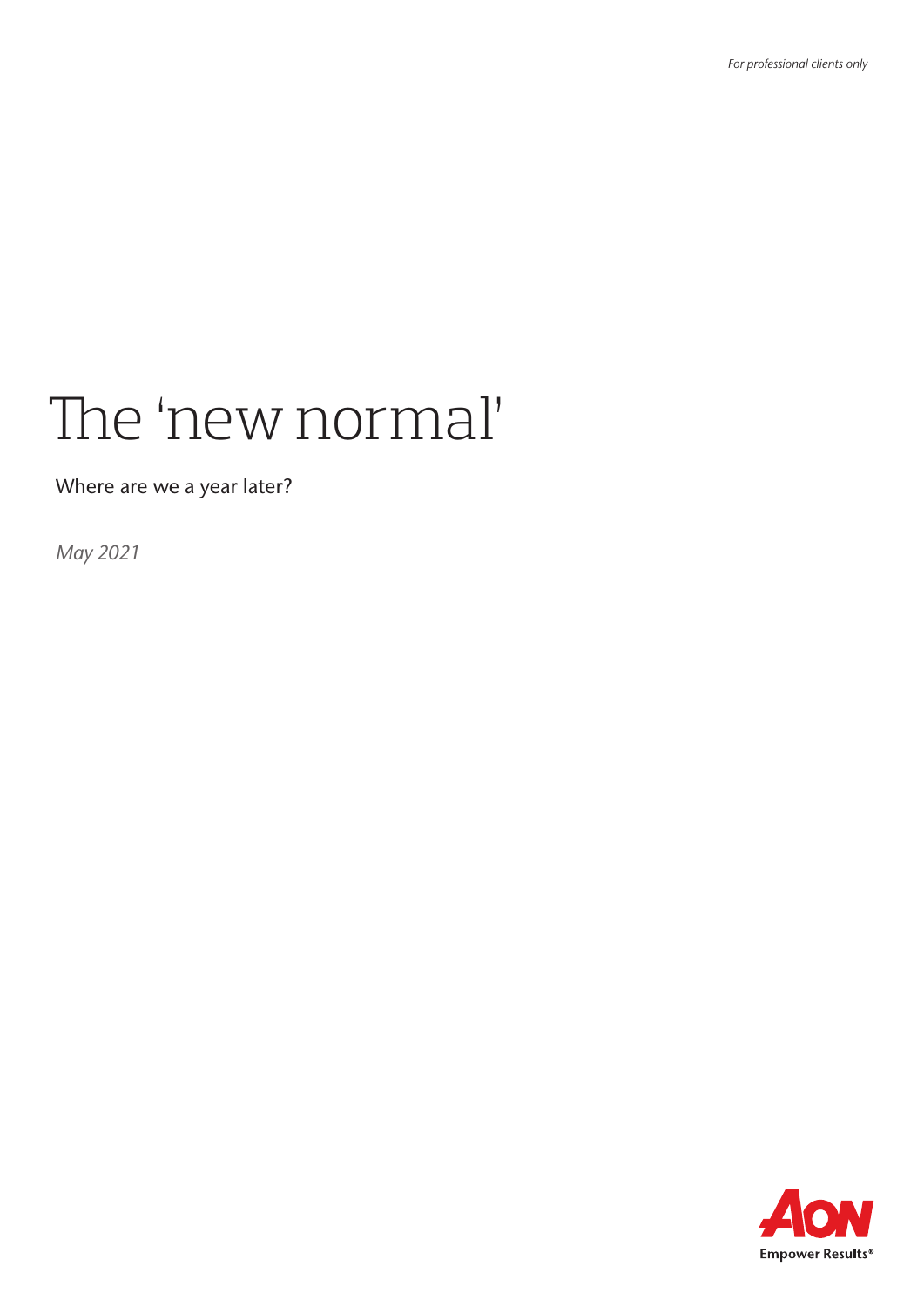*For professional clients only*

# The 'new normal'

Where are we a year later?

*May 2021*

Empower Results®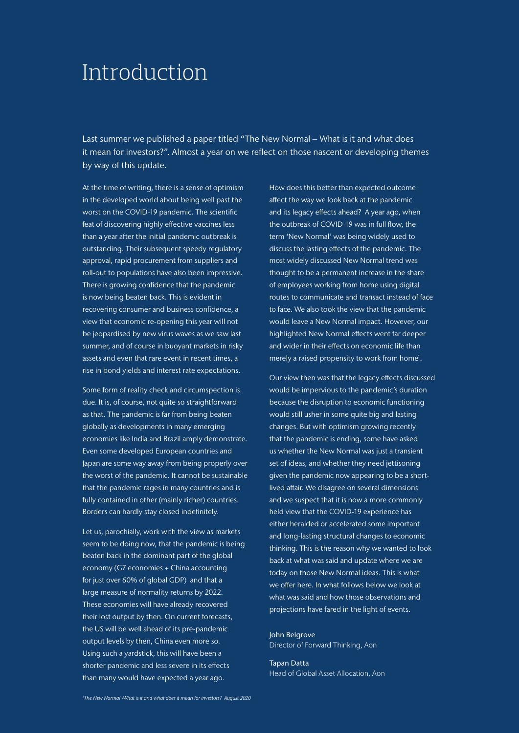# Introduction

Last summer we published a paper titled "The New Normal – What is it and what does it mean for investors?". Almost a year on we reflect on those nascent or developing themes by way of this update.

At the time of writing, there is a sense of optimism in the developed world about being well past the worst on the COVID-19 pandemic. The scientific feat of discovering highly effective vaccines less than a year after the initial pandemic outbreak is outstanding. Their subsequent speedy regulatory approval, rapid procurement from suppliers and roll-out to populations have also been impressive. There is growing confidence that the pandemic is now being beaten back. This is evident in recovering consumer and business confidence, a view that economic re-opening this year will not be jeopardised by new virus waves as we saw last summer, and of course in buoyant markets in risky assets and even that rare event in recent times, a rise in bond yields and interest rate expectations.

Some form of reality check and circumspection is due. It is, of course, not quite so straightforward as that. The pandemic is far from being beaten globally as developments in many emerging economies like India and Brazil amply demonstrate. Even some developed European countries and Japan are some way away from being properly over the worst of the pandemic. It cannot be sustainable that the pandemic rages in many countries and is fully contained in other (mainly richer) countries. Borders can hardly stay closed indefinitely.

Let us, parochially, work with the view as markets seem to be doing now, that the pandemic is being beaten back in the dominant part of the global economy (G7 economies + China accounting for just over 60% of global GDP) and that a large measure of normality returns by 2022. These economies will have already recovered their lost output by then. On current forecasts, the US will be well ahead of its pre-pandemic output levels by then, China even more so. Using such a yardstick, this will have been a shorter pandemic and less severe in its effects than many would have expected a year ago.

How does this better than expected outcome affect the way we look back at the pandemic and its legacy effects ahead? A year ago, when the outbreak of COVID-19 was in full flow, the term 'New Normal' was being widely used to discuss the lasting effects of the pandemic. The most widely discussed New Normal trend was thought to be a permanent increase in the share of employees working from home using digital routes to communicate and transact instead of face to face. We also took the view that the pandemic would leave a New Normal impact. However, our highlighted New Normal effects went far deeper and wider in their effects on economic life than merely a raised propensity to work from home[1].

Our view then was that the legacy effects discussed would be impervious to the pandemic's duration because the disruption to economic functioning would still usher in some quite big and lasting changes. But with optimism growing recently that the pandemic is ending, some have asked us whether the New Normal was just a transient set of ideas, and whether they need jettisoning given the pandemic now appearing to be a short-lived affair. We disagree on several dimensions and we suspect that it is now a more commonly held view that the COVID-19 experience has either heralded or accelerated some important and long-lasting structural changes to economic thinking. This is the reason why we wanted to look back at what was said and update where we are today on those New Normal ideas. This is what we offer here. In what follows below we look at what was said and how those observations and projections have fared in the light of events.

John Belgrove
Director of Forward Thinking, Aon

Tapan Datta
Head of Global Asset Allocation, Aon

*[1]The New Normal -What is it and what does it mean for investors? August 2020*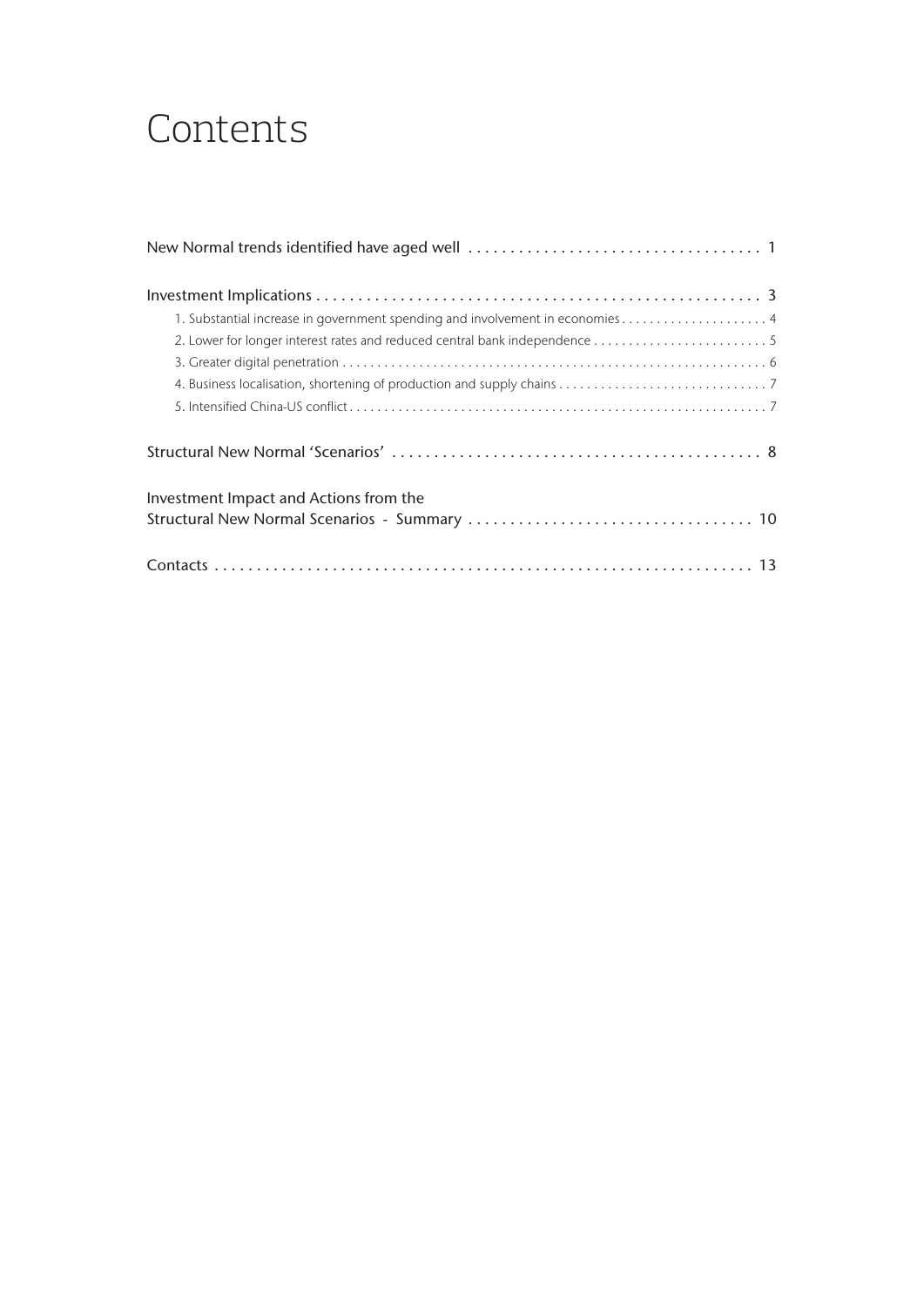# Contents

New Normal trends identified have aged well . . . . . . . . . . . . . . . . . . . . . . . . . . . . . . . . . . . 1

Investment Implications . . . . . . . . . . . . . . . . . . . . . . . . . . . . . . . . . . . . . . . . . . . . . . . . . . . . . 3

- 1. Substantial increase in government spending and involvement in economies . . . . . . . . . . . . . . . . . . . . . 4
- 2. Lower for longer interest rates and reduced central bank independence . . . . . . . . . . . . . . . . . . . . . . . . . 5
- 3. Greater digital penetration . . . . . . . . . . . . . . . . . . . . . . . . . . . . . . . . . . . . . . . . . . . . . . . . . . . . . . . . . . . . . 6
- 4. Business localisation, shortening of production and supply chains . . . . . . . . . . . . . . . . . . . . . . . . . . . . . . 7
- 5. Intensified China-US conflict . . . . . . . . . . . . . . . . . . . . . . . . . . . . . . . . . . . . . . . . . . . . . . . . . . . . . . . . . . . 7

Structural New Normal 'Scenarios' . . . . . . . . . . . . . . . . . . . . . . . . . . . . . . . . . . . . . . . . . . . 8

Investment Impact and Actions from the
Structural New Normal Scenarios - Summary . . . . . . . . . . . . . . . . . . . . . . . . . . . . . . . . . . 10

Contacts . . . . . . . . . . . . . . . . . . . . . . . . . . . . . . . . . . . . . . . . . . . . . . . . . . . . . . . . . . . . . . . . . 13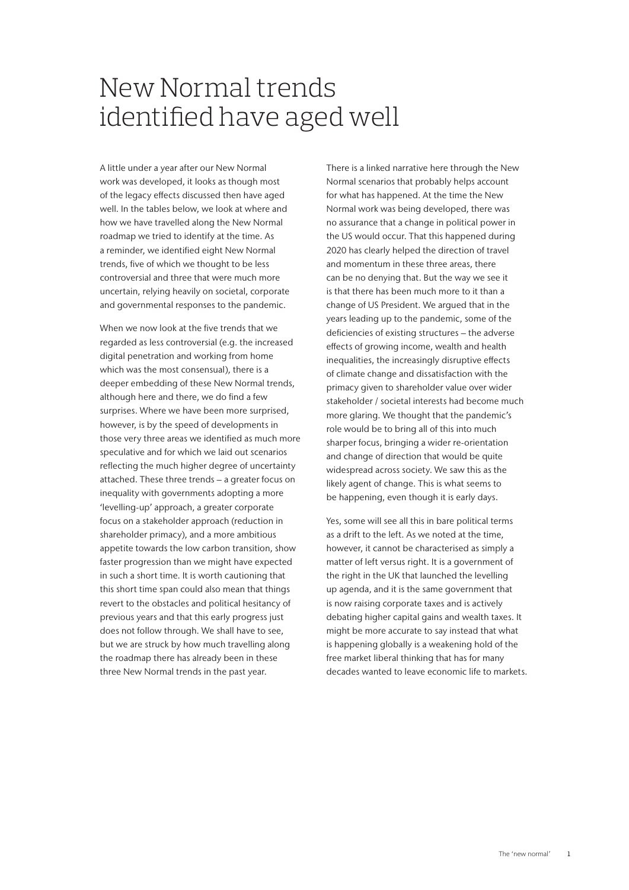# New Normal trends identified have aged well

A little under a year after our New Normal work was developed, it looks as though most of the legacy effects discussed then have aged well. In the tables below, we look at where and how we have travelled along the New Normal roadmap we tried to identify at the time. As a reminder, we identified eight New Normal trends, five of which we thought to be less controversial and three that were much more uncertain, relying heavily on societal, corporate and governmental responses to the pandemic.

When we now look at the five trends that we regarded as less controversial (e.g. the increased digital penetration and working from home which was the most consensual), there is a deeper embedding of these New Normal trends, although here and there, we do find a few surprises. Where we have been more surprised, however, is by the speed of developments in those very three areas we identified as much more speculative and for which we laid out scenarios reflecting the much higher degree of uncertainty attached. These three trends – a greater focus on inequality with governments adopting a more 'levelling-up' approach, a greater corporate focus on a stakeholder approach (reduction in shareholder primacy), and a more ambitious appetite towards the low carbon transition, show faster progression than we might have expected in such a short time. It is worth cautioning that this short time span could also mean that things revert to the obstacles and political hesitancy of previous years and that this early progress just does not follow through. We shall have to see, but we are struck by how much travelling along the roadmap there has already been in these three New Normal trends in the past year.

There is a linked narrative here through the New Normal scenarios that probably helps account for what has happened. At the time the New Normal work was being developed, there was no assurance that a change in political power in the US would occur. That this happened during 2020 has clearly helped the direction of travel and momentum in these three areas, there can be no denying that. But the way we see it is that there has been much more to it than a change of US President. We argued that in the years leading up to the pandemic, some of the deficiencies of existing structures – the adverse effects of growing income, wealth and health inequalities, the increasingly disruptive effects of climate change and dissatisfaction with the primacy given to shareholder value over wider stakeholder / societal interests had become much more glaring. We thought that the pandemic's role would be to bring all of this into much sharper focus, bringing a wider re-orientation and change of direction that would be quite widespread across society. We saw this as the likely agent of change. This is what seems to be happening, even though it is early days.

Yes, some will see all this in bare political terms as a drift to the left. As we noted at the time, however, it cannot be characterised as simply a matter of left versus right. It is a government of the right in the UK that launched the levelling up agenda, and it is the same government that is now raising corporate taxes and is actively debating higher capital gains and wealth taxes. It might be more accurate to say instead that what is happening globally is a weakening hold of the free market liberal thinking that has for many decades wanted to leave economic life to markets.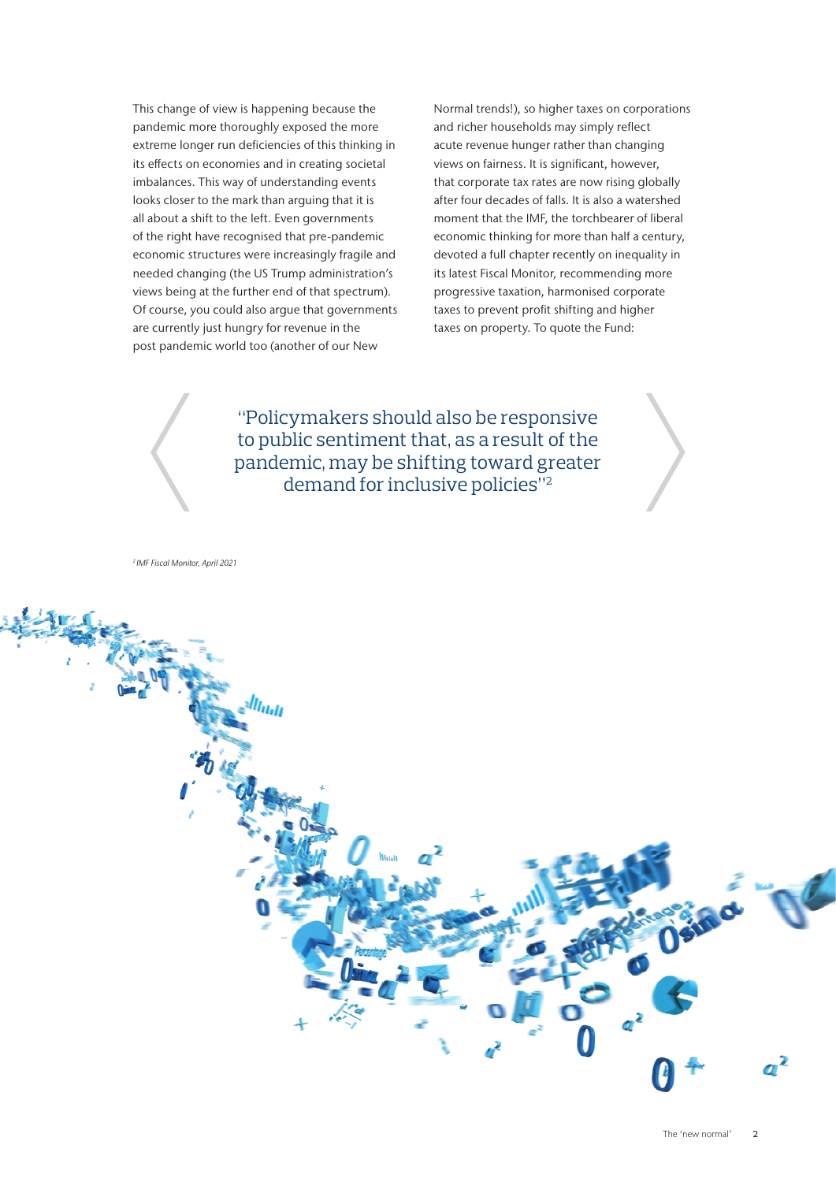This change of view is happening because the pandemic more thoroughly exposed the more extreme longer run deficiencies of this thinking in its effects on economies and in creating societal imbalances. This way of understanding events looks closer to the mark than arguing that it is all about a shift to the left. Even governments of the right have recognised that pre-pandemic economic structures were increasingly fragile and needed changing (the US Trump administration's views being at the further end of that spectrum). Of course, you could also argue that governments are currently just hungry for revenue in the post pandemic world too (another of our New Normal trends!), so higher taxes on corporations and richer households may simply reflect acute revenue hunger rather than changing views on fairness. It is significant, however, that corporate tax rates are now rising globally after four decades of falls. It is also a watershed moment that the IMF, the torchbearer of liberal economic thinking for more than half a century, devoted a full chapter recently on inequality in its latest Fiscal Monitor, recommending more progressive taxation, harmonised corporate taxes to prevent profit shifting and higher taxes on property. To quote the Fund:

> "Policymakers should also be responsive to public sentiment that, as a result of the pandemic, may be shifting toward greater demand for inclusive policies"[2]

*[2] IMF Fiscal Monitor, April 2021*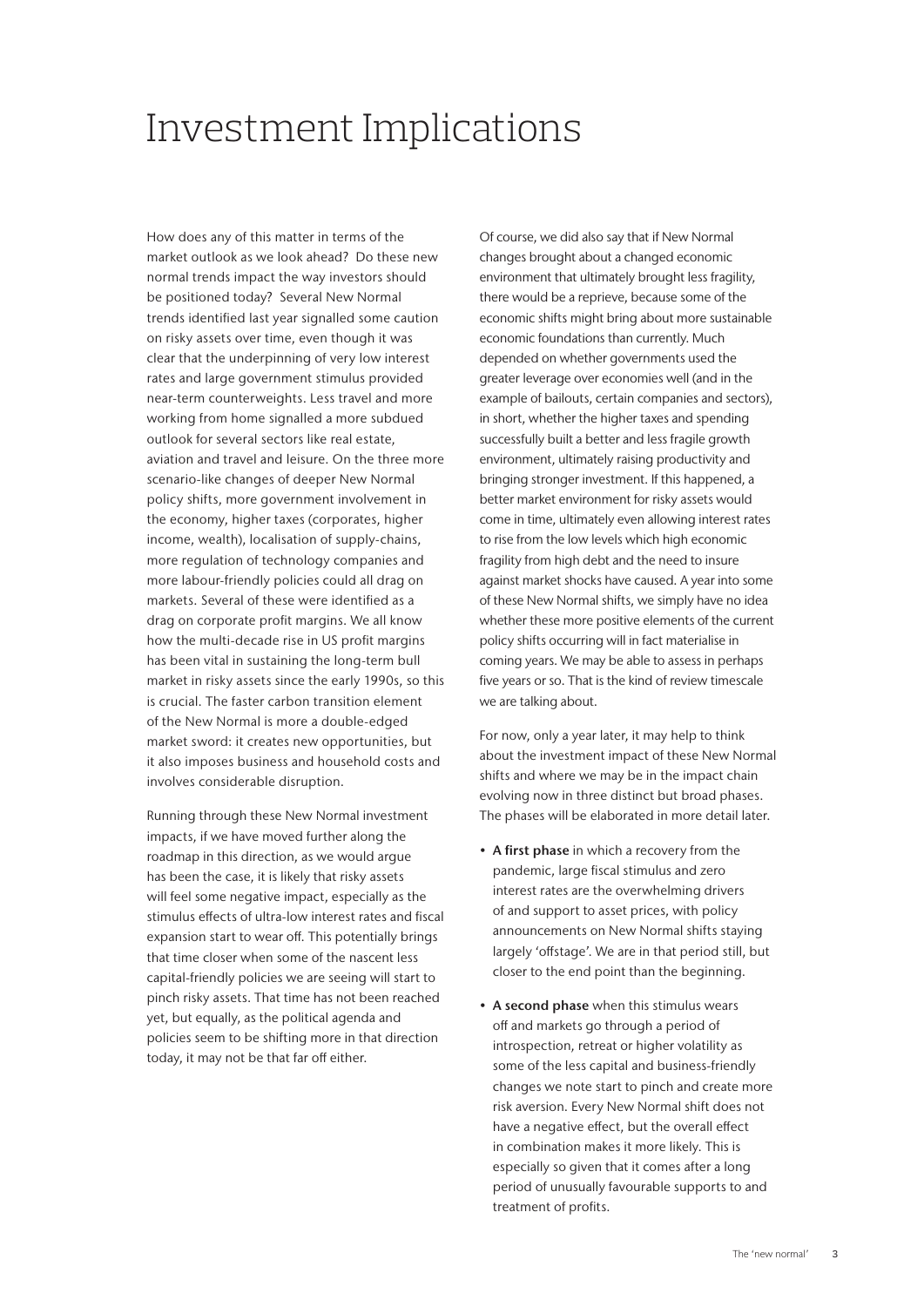# Investment Implications

How does any of this matter in terms of the market outlook as we look ahead? Do these new normal trends impact the way investors should be positioned today? Several New Normal trends identified last year signalled some caution on risky assets over time, even though it was clear that the underpinning of very low interest rates and large government stimulus provided near-term counterweights. Less travel and more working from home signalled a more subdued outlook for several sectors like real estate, aviation and travel and leisure. On the three more scenario-like changes of deeper New Normal policy shifts, more government involvement in the economy, higher taxes (corporates, higher income, wealth), localisation of supply-chains, more regulation of technology companies and more labour-friendly policies could all drag on markets. Several of these were identified as a drag on corporate profit margins. We all know how the multi-decade rise in US profit margins has been vital in sustaining the long-term bull market in risky assets since the early 1990s, so this is crucial. The faster carbon transition element of the New Normal is more a double-edged market sword: it creates new opportunities, but it also imposes business and household costs and involves considerable disruption.

Running through these New Normal investment impacts, if we have moved further along the roadmap in this direction, as we would argue has been the case, it is likely that risky assets will feel some negative impact, especially as the stimulus effects of ultra-low interest rates and fiscal expansion start to wear off. This potentially brings that time closer when some of the nascent less capital-friendly policies we are seeing will start to pinch risky assets. That time has not been reached yet, but equally, as the political agenda and policies seem to be shifting more in that direction today, it may not be that far off either.

Of course, we did also say that if New Normal changes brought about a changed economic environment that ultimately brought less fragility, there would be a reprieve, because some of the economic shifts might bring about more sustainable economic foundations than currently. Much depended on whether governments used the greater leverage over economies well (and in the example of bailouts, certain companies and sectors), in short, whether the higher taxes and spending successfully built a better and less fragile growth environment, ultimately raising productivity and bringing stronger investment. If this happened, a better market environment for risky assets would come in time, ultimately even allowing interest rates to rise from the low levels which high economic fragility from high debt and the need to insure against market shocks have caused. A year into some of these New Normal shifts, we simply have no idea whether these more positive elements of the current policy shifts occurring will in fact materialise in coming years. We may be able to assess in perhaps five years or so. That is the kind of review timescale we are talking about.

For now, only a year later, it may help to think about the investment impact of these New Normal shifts and where we may be in the impact chain evolving now in three distinct but broad phases. The phases will be elaborated in more detail later.

- **A first phase** in which a recovery from the pandemic, large fiscal stimulus and zero interest rates are the overwhelming drivers of and support to asset prices, with policy announcements on New Normal shifts staying largely 'offstage'. We are in that period still, but closer to the end point than the beginning.
- **A second phase** when this stimulus wears off and markets go through a period of introspection, retreat or higher volatility as some of the less capital and business-friendly changes we note start to pinch and create more risk aversion. Every New Normal shift does not have a negative effect, but the overall effect in combination makes it more likely. This is especially so given that it comes after a long period of unusually favourable supports to and treatment of profits.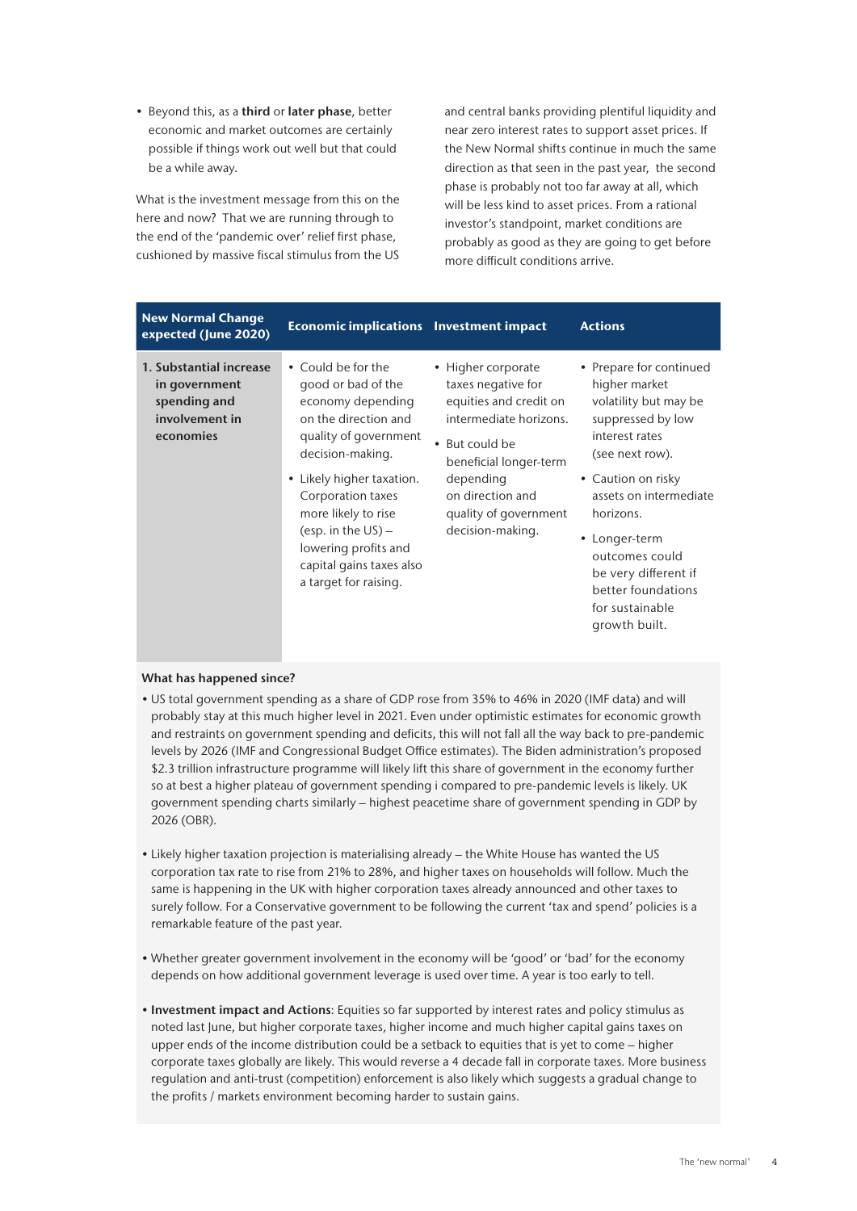- Beyond this, as a **third** or **later phase**, better economic and market outcomes are certainly possible if things work out well but that could be a while away.

What is the investment message from this on the here and now? That we are running through to the end of the 'pandemic over' relief first phase, cushioned by massive fiscal stimulus from the US and central banks providing plentiful liquidity and near zero interest rates to support asset prices. If the New Normal shifts continue in much the same direction as that seen in the past year, the second phase is probably not too far away at all, which will be less kind to asset prices. From a rational investor's standpoint, market conditions are probably as good as they are going to get before more difficult conditions arrive.

| New Normal Change expected (June 2020) | Economic implications | Investment impact | Actions |
|---|---|---|---|
| **1. Substantial increase in government spending and involvement in economies** | • Could be for the good or bad of the economy depending on the direction and quality of government decision-making.<br>• Likely higher taxation. Corporation taxes more likely to rise (esp. in the US) – lowering profits and capital gains taxes also a target for raising. | • Higher corporate taxes negative for equities and credit on intermediate horizons.<br>• But could be beneficial longer-term depending on direction and quality of government decision-making. | • Prepare for continued higher market volatility but may be suppressed by low interest rates (see next row).<br>• Caution on risky assets on intermediate horizons.<br>• Longer-term outcomes could be very different if better foundations for sustainable growth built. |

**What has happened since?**

- US total government spending as a share of GDP rose from 35% to 46% in 2020 (IMF data) and will probably stay at this much higher level in 2021. Even under optimistic estimates for economic growth and restraints on government spending and deficits, this will not fall all the way back to pre-pandemic levels by 2026 (IMF and Congressional Budget Office estimates). The Biden administration's proposed $2.3 trillion infrastructure programme will likely lift this share of government in the economy further so at best a higher plateau of government spending i compared to pre-pandemic levels is likely. UK government spending charts similarly – highest peacetime share of government spending in GDP by 2026 (OBR).

- Likely higher taxation projection is materialising already – the White House has wanted the US corporation tax rate to rise from 21% to 28%, and higher taxes on households will follow. Much the same is happening in the UK with higher corporation taxes already announced and other taxes to surely follow. For a Conservative government to be following the current 'tax and spend' policies is a remarkable feature of the past year.

- Whether greater government involvement in the economy will be 'good' or 'bad' for the economy depends on how additional government leverage is used over time. A year is too early to tell.

- **Investment impact and Actions**: Equities so far supported by interest rates and policy stimulus as noted last June, but higher corporate taxes, higher income and much higher capital gains taxes on upper ends of the income distribution could be a setback to equities that is yet to come – higher corporate taxes globally are likely. This would reverse a 4 decade fall in corporate taxes. More business regulation and anti-trust (competition) enforcement is also likely which suggests a gradual change to the profits / markets environment becoming harder to sustain gains.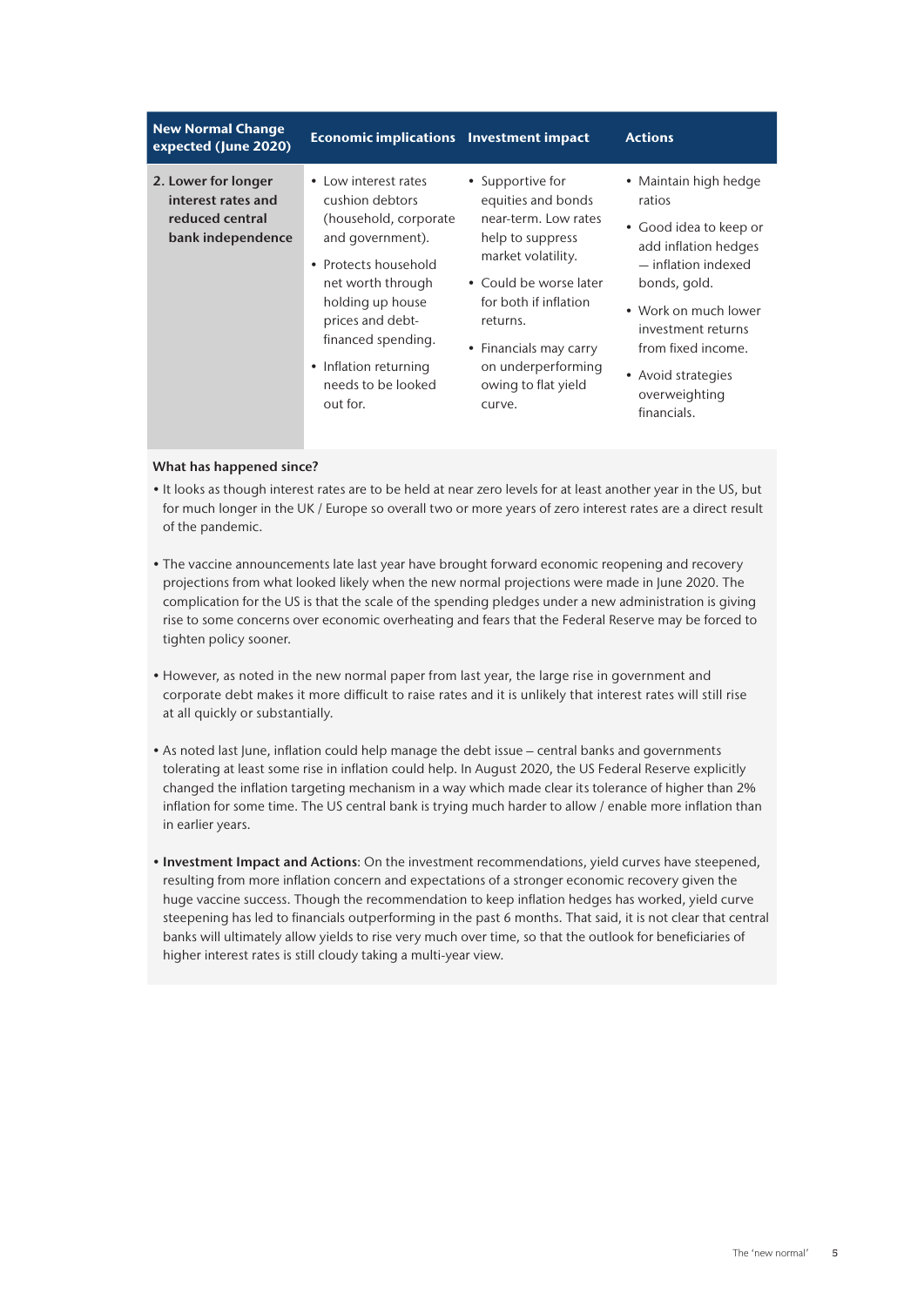| New Normal Change expected (June 2020) | Economic implications | Investment impact | Actions |
|---|---|---|---|
| **2. Lower for longer interest rates and reduced central bank independence** | • Low interest rates cushion debtors (household, corporate and government).<br>• Protects household net worth through holding up house prices and debt-financed spending.<br>• Inflation returning needs to be looked out for. | • Supportive for equities and bonds near-term. Low rates help to suppress market volatility.<br>• Could be worse later for both if inflation returns.<br>• Financials may carry on underperforming owing to flat yield curve. | • Maintain high hedge ratios<br>• Good idea to keep or add inflation hedges — inflation indexed bonds, gold.<br>• Work on much lower investment returns from fixed income.<br>• Avoid strategies overweighting financials. |

**What has happened since?**

- It looks as though interest rates are to be held at near zero levels for at least another year in the US, but for much longer in the UK / Europe so overall two or more years of zero interest rates are a direct result of the pandemic.

- The vaccine announcements late last year have brought forward economic reopening and recovery projections from what looked likely when the new normal projections were made in June 2020. The complication for the US is that the scale of the spending pledges under a new administration is giving rise to some concerns over economic overheating and fears that the Federal Reserve may be forced to tighten policy sooner.

- However, as noted in the new normal paper from last year, the large rise in government and corporate debt makes it more difficult to raise rates and it is unlikely that interest rates will still rise at all quickly or substantially.

- As noted last June, inflation could help manage the debt issue – central banks and governments tolerating at least some rise in inflation could help. In August 2020, the US Federal Reserve explicitly changed the inflation targeting mechanism in a way which made clear its tolerance of higher than 2% inflation for some time. The US central bank is trying much harder to allow / enable more inflation than in earlier years.

- **Investment Impact and Actions**: On the investment recommendations, yield curves have steepened, resulting from more inflation concern and expectations of a stronger economic recovery given the huge vaccine success. Though the recommendation to keep inflation hedges has worked, yield curve steepening has led to financials outperforming in the past 6 months. That said, it is not clear that central banks will ultimately allow yields to rise very much over time, so that the outlook for beneficiaries of higher interest rates is still cloudy taking a multi-year view.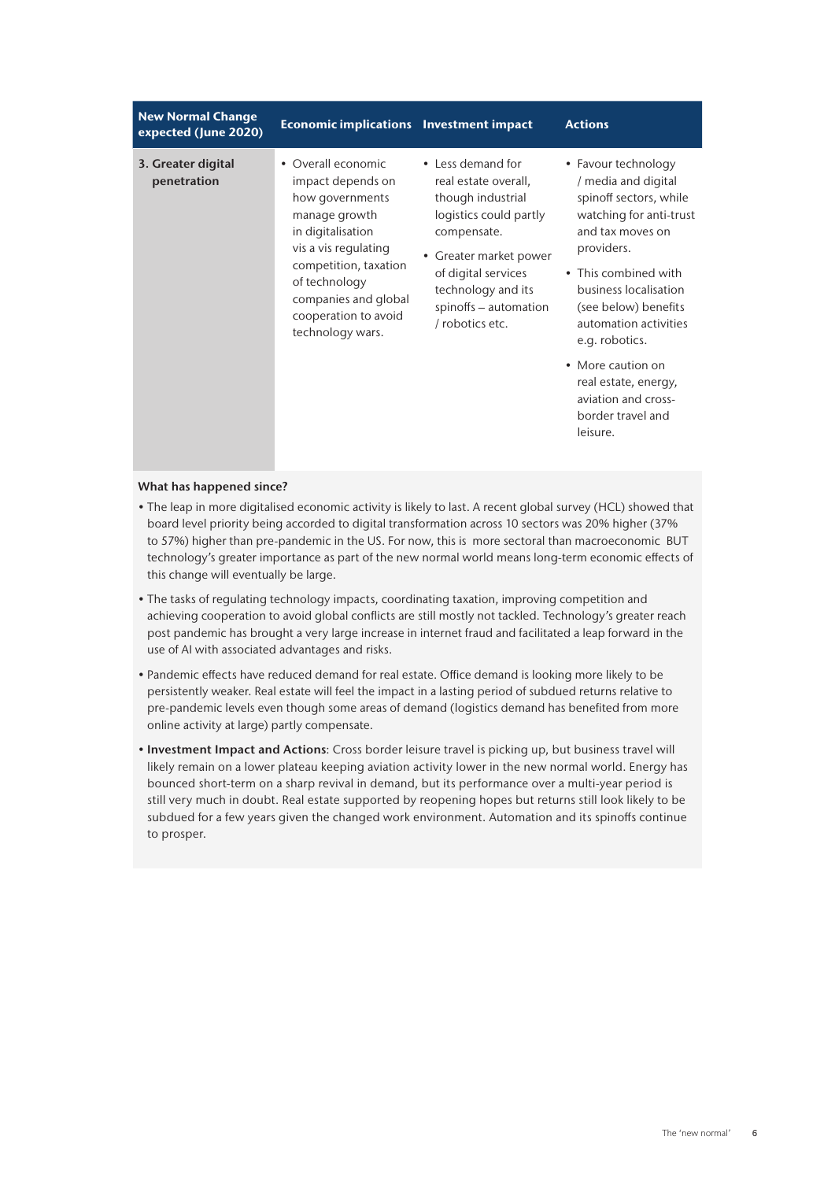| New Normal Change expected (June 2020) | Economic implications | Investment impact | Actions |
|---|---|---|---|
| **3. Greater digital penetration** | • Overall economic impact depends on how governments manage growth in digitalisation vis a vis regulating competition, taxation of technology companies and global cooperation to avoid technology wars. | • Less demand for real estate overall, though industrial logistics could partly compensate. <br> • Greater market power of digital services technology and its spinoffs – automation / robotics etc. | • Favour technology / media and digital spinoff sectors, while watching for anti-trust and tax moves on providers. <br> • This combined with business localisation (see below) benefits automation activities e.g. robotics. <br> • More caution on real estate, energy, aviation and cross-border travel and leisure. |

**What has happened since?**

- The leap in more digitalised economic activity is likely to last. A recent global survey (HCL) showed that board level priority being accorded to digital transformation across 10 sectors was 20% higher (37% to 57%) higher than pre-pandemic in the US. For now, this is more sectoral than macroeconomic BUT technology's greater importance as part of the new normal world means long-term economic effects of this change will eventually be large.
- The tasks of regulating technology impacts, coordinating taxation, improving competition and achieving cooperation to avoid global conflicts are still mostly not tackled. Technology's greater reach post pandemic has brought a very large increase in internet fraud and facilitated a leap forward in the use of AI with associated advantages and risks.
- Pandemic effects have reduced demand for real estate. Office demand is looking more likely to be persistently weaker. Real estate will feel the impact in a lasting period of subdued returns relative to pre-pandemic levels even though some areas of demand (logistics demand has benefited from more online activity at large) partly compensate.
- **Investment Impact and Actions**: Cross border leisure travel is picking up, but business travel will likely remain on a lower plateau keeping aviation activity lower in the new normal world. Energy has bounced short-term on a sharp revival in demand, but its performance over a multi-year period is still very much in doubt. Real estate supported by reopening hopes but returns still look likely to be subdued for a few years given the changed work environment. Automation and its spinoffs continue to prosper.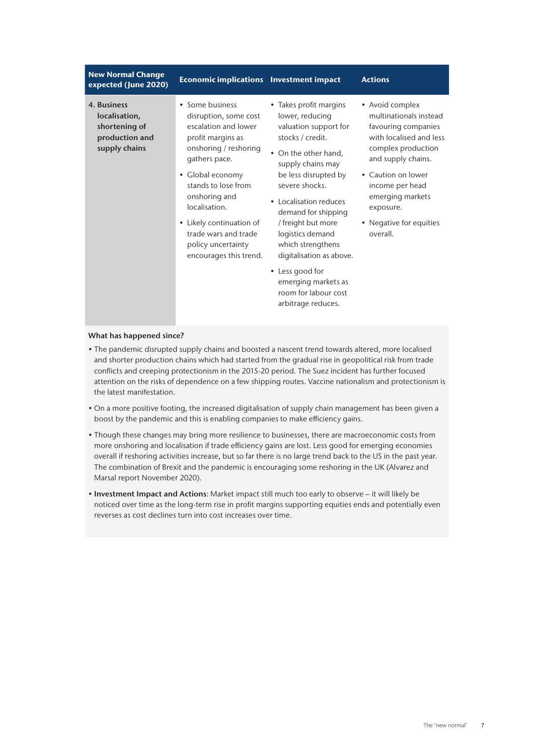| New Normal Change expected (June 2020) | Economic implications | Investment impact | Actions |
|---|---|---|---|
| **4. Business localisation, shortening of production and supply chains** | • Some business disruption, some cost escalation and lower profit margins as onshoring / reshoring gathers pace.<br>• Global economy stands to lose from onshoring and localisation.<br>• Likely continuation of trade wars and trade policy uncertainty encourages this trend. | • Takes profit margins lower, reducing valuation support for stocks / credit.<br>• On the other hand, supply chains may be less disrupted by severe shocks.<br>• Localisation reduces demand for shipping / freight but more logistics demand which strengthens digitalisation as above.<br>• Less good for emerging markets as room for labour cost arbitrage reduces. | • Avoid complex multinationals instead favouring companies with localised and less complex production and supply chains.<br>• Caution on lower income per head emerging markets exposure.<br>• Negative for equities overall. |

**What has happened since?**

- The pandemic disrupted supply chains and boosted a nascent trend towards altered, more localised and shorter production chains which had started from the gradual rise in geopolitical risk from trade conflicts and creeping protectionism in the 2015-20 period. The Suez incident has further focused attention on the risks of dependence on a few shipping routes. Vaccine nationalism and protectionism is the latest manifestation.
- On a more positive footing, the increased digitalisation of supply chain management has been given a boost by the pandemic and this is enabling companies to make efficiency gains.
- Though these changes may bring more resilience to businesses, there are macroeconomic costs from more onshoring and localisation if trade efficiency gains are lost. Less good for emerging economies overall if reshoring activities increase, but so far there is no large trend back to the US in the past year. The combination of Brexit and the pandemic is encouraging some reshoring in the UK (Alvarez and Marsal report November 2020).
- **Investment Impact and Actions**: Market impact still much too early to observe – it will likely be noticed over time as the long-term rise in profit margins supporting equities ends and potentially even reverses as cost declines turn into cost increases over time.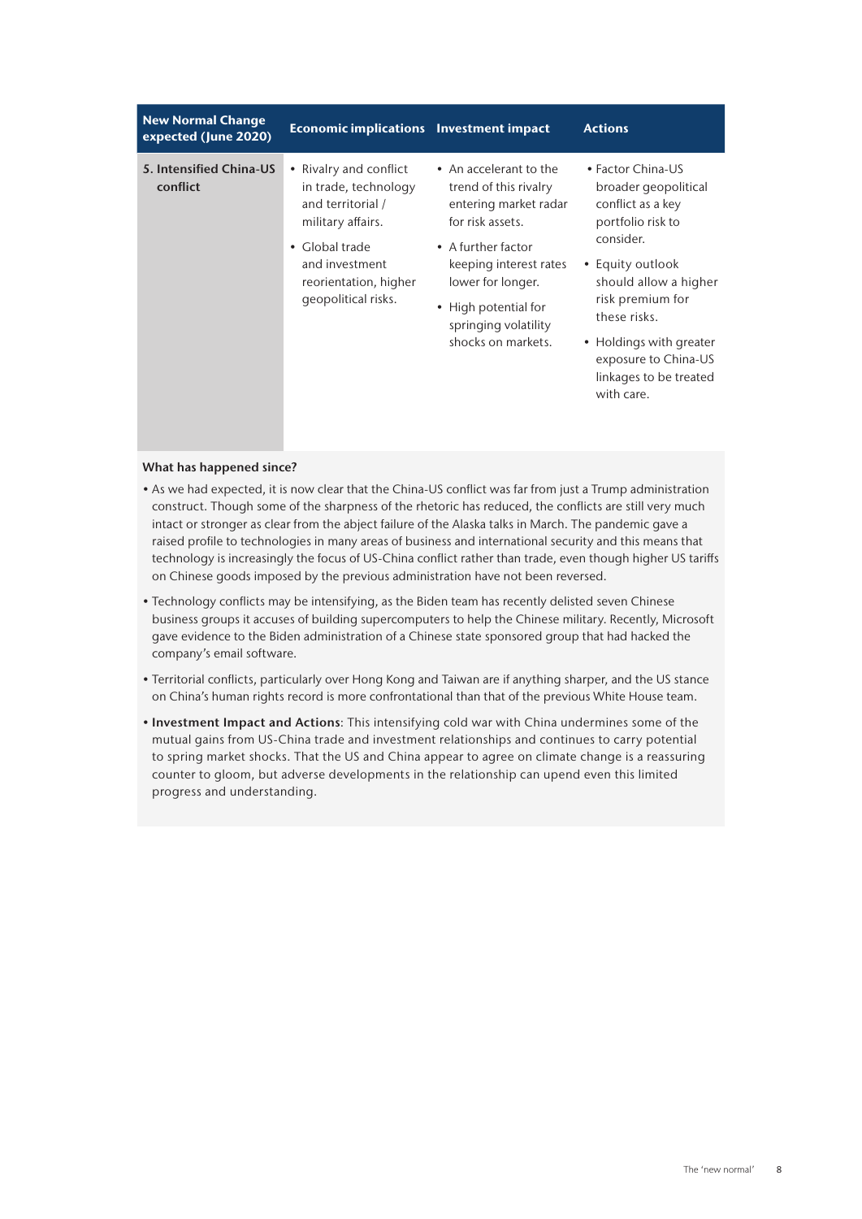| New Normal Change expected (June 2020) | Economic implications | Investment impact | Actions |
|---|---|---|---|
| **5. Intensified China-US conflict** | • Rivalry and conflict in trade, technology and territorial / military affairs.<br>• Global trade and investment reorientation, higher geopolitical risks. | • An accelerant to the trend of this rivalry entering market radar for risk assets.<br>• A further factor keeping interest rates lower for longer.<br>• High potential for springing volatility shocks on markets. | • Factor China-US broader geopolitical conflict as a key portfolio risk to consider.<br>• Equity outlook should allow a higher risk premium for these risks.<br>• Holdings with greater exposure to China-US linkages to be treated with care. |

**What has happened since?**

- As we had expected, it is now clear that the China-US conflict was far from just a Trump administration construct. Though some of the sharpness of the rhetoric has reduced, the conflicts are still very much intact or stronger as clear from the abject failure of the Alaska talks in March. The pandemic gave a raised profile to technologies in many areas of business and international security and this means that technology is increasingly the focus of US-China conflict rather than trade, even though higher US tariffs on Chinese goods imposed by the previous administration have not been reversed.
- Technology conflicts may be intensifying, as the Biden team has recently delisted seven Chinese business groups it accuses of building supercomputers to help the Chinese military. Recently, Microsoft gave evidence to the Biden administration of a Chinese state sponsored group that had hacked the company's email software.
- Territorial conflicts, particularly over Hong Kong and Taiwan are if anything sharper, and the US stance on China's human rights record is more confrontational than that of the previous White House team.
- **Investment Impact and Actions**: This intensifying cold war with China undermines some of the mutual gains from US-China trade and investment relationships and continues to carry potential to spring market shocks. That the US and China appear to agree on climate change is a reassuring counter to gloom, but adverse developments in the relationship can upend even this limited progress and understanding.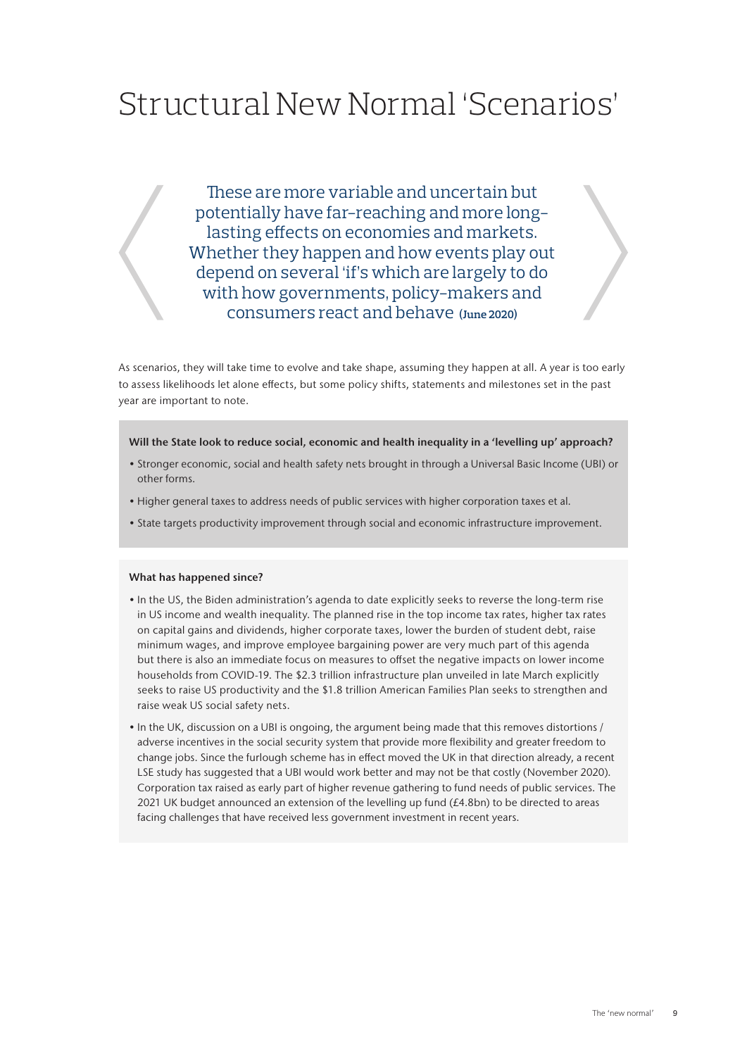# Structural New Normal 'Scenarios'

> These are more variable and uncertain but potentially have far-reaching and more long-lasting effects on economies and markets. Whether they happen and how events play out depend on several 'if's which are largely to do with how governments, policy-makers and consumers react and behave **(June 2020)**

As scenarios, they will take time to evolve and take shape, assuming they happen at all. A year is too early to assess likelihoods let alone effects, but some policy shifts, statements and milestones set in the past year are important to note.

**Will the State look to reduce social, economic and health inequality in a 'levelling up' approach?**

- Stronger economic, social and health safety nets brought in through a Universal Basic Income (UBI) or other forms.
- Higher general taxes to address needs of public services with higher corporation taxes et al.
- State targets productivity improvement through social and economic infrastructure improvement.

**What has happened since?**

- In the US, the Biden administration's agenda to date explicitly seeks to reverse the long-term rise in US income and wealth inequality. The planned rise in the top income tax rates, higher tax rates on capital gains and dividends, higher corporate taxes, lower the burden of student debt, raise minimum wages, and improve employee bargaining power are very much part of this agenda but there is also an immediate focus on measures to offset the negative impacts on lower income households from COVID-19. The $2.3 trillion infrastructure plan unveiled in late March explicitly seeks to raise US productivity and the $1.8 trillion American Families Plan seeks to strengthen and raise weak US social safety nets.
- In the UK, discussion on a UBI is ongoing, the argument being made that this removes distortions / adverse incentives in the social security system that provide more flexibility and greater freedom to change jobs. Since the furlough scheme has in effect moved the UK in that direction already, a recent LSE study has suggested that a UBI would work better and may not be that costly (November 2020). Corporation tax raised as early part of higher revenue gathering to fund needs of public services. The 2021 UK budget announced an extension of the levelling up fund (£4.8bn) to be directed to areas facing challenges that have received less government investment in recent years.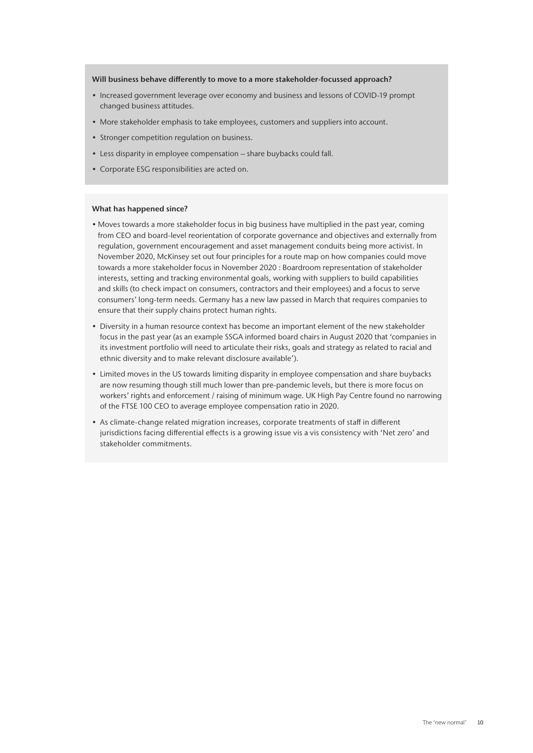**Will business behave differently to move to a more stakeholder-focussed approach?**

- Increased government leverage over economy and business and lessons of COVID-19 prompt changed business attitudes.
- More stakeholder emphasis to take employees, customers and suppliers into account.
- Stronger competition regulation on business.
- Less disparity in employee compensation – share buybacks could fall.
- Corporate ESG responsibilities are acted on.

**What has happened since?**

- Moves towards a more stakeholder focus in big business have multiplied in the past year, coming from CEO and board-level reorientation of corporate governance and objectives and externally from regulation, government encouragement and asset management conduits being more activist. In November 2020, McKinsey set out four principles for a route map on how companies could move towards a more stakeholder focus in November 2020 : Boardroom representation of stakeholder interests, setting and tracking environmental goals, working with suppliers to build capabilities and skills (to check impact on consumers, contractors and their employees) and a focus to serve consumers' long-term needs. Germany has a new law passed in March that requires companies to ensure that their supply chains protect human rights.
- Diversity in a human resource context has become an important element of the new stakeholder focus in the past year (as an example SSGA informed board chairs in August 2020 that 'companies in its investment portfolio will need to articulate their risks, goals and strategy as related to racial and ethnic diversity and to make relevant disclosure available').
- Limited moves in the US towards limiting disparity in employee compensation and share buybacks are now resuming though still much lower than pre-pandemic levels, but there is more focus on workers' rights and enforcement / raising of minimum wage. UK High Pay Centre found no narrowing of the FTSE 100 CEO to average employee compensation ratio in 2020.
- As climate-change related migration increases, corporate treatments of staff in different jurisdictions facing differential effects is a growing issue vis a vis consistency with 'Net zero' and stakeholder commitments.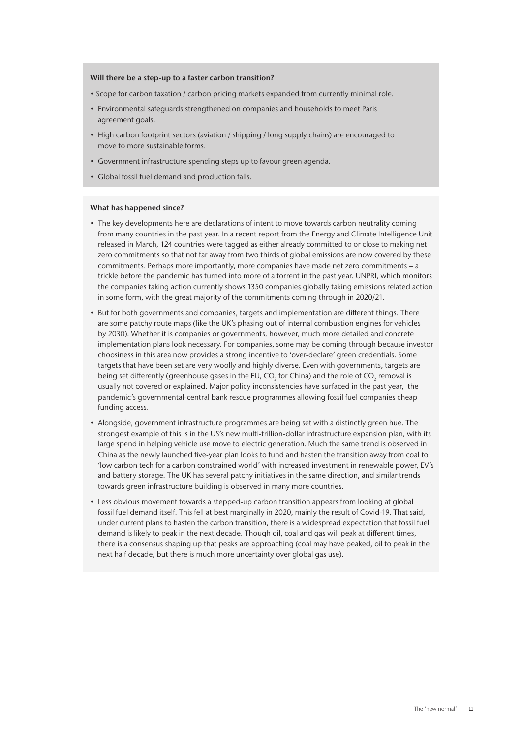**Will there be a step-up to a faster carbon transition?**

- Scope for carbon taxation / carbon pricing markets expanded from currently minimal role.
- Environmental safeguards strengthened on companies and households to meet Paris agreement goals.
- High carbon footprint sectors (aviation / shipping / long supply chains) are encouraged to move to more sustainable forms.
- Government infrastructure spending steps up to favour green agenda.
- Global fossil fuel demand and production falls.

**What has happened since?**

- The key developments here are declarations of intent to move towards carbon neutrality coming from many countries in the past year. In a recent report from the Energy and Climate Intelligence Unit released in March, 124 countries were tagged as either already committed to or close to making net zero commitments so that not far away from two thirds of global emissions are now covered by these commitments. Perhaps more importantly, more companies have made net zero commitments – a trickle before the pandemic has turned into more of a torrent in the past year. UNPRI, which monitors the companies taking action currently shows 1350 companies globally taking emissions related action in some form, with the great majority of the commitments coming through in 2020/21.
- But for both governments and companies, targets and implementation are different things. There are some patchy route maps (like the UK's phasing out of internal combustion engines for vehicles by 2030). Whether it is companies or governments, however, much more detailed and concrete implementation plans look necessary. For companies, some may be coming through because investor choosiness in this area now provides a strong incentive to 'over-declare' green credentials. Some targets that have been set are very woolly and highly diverse. Even with governments, targets are being set differently (greenhouse gases in the EU, $CO_2$ for China) and the role of $CO_2$ removal is usually not covered or explained. Major policy inconsistencies have surfaced in the past year, the pandemic's governmental-central bank rescue programmes allowing fossil fuel companies cheap funding access.
- Alongside, government infrastructure programmes are being set with a distinctly green hue. The strongest example of this is in the US's new multi-trillion-dollar infrastructure expansion plan, with its large spend in helping vehicle use move to electric generation. Much the same trend is observed in China as the newly launched five-year plan looks to fund and hasten the transition away from coal to 'low carbon tech for a carbon constrained world' with increased investment in renewable power, EV's and battery storage. The UK has several patchy initiatives in the same direction, and similar trends towards green infrastructure building is observed in many more countries.
- Less obvious movement towards a stepped-up carbon transition appears from looking at global fossil fuel demand itself. This fell at best marginally in 2020, mainly the result of Covid-19. That said, under current plans to hasten the carbon transition, there is a widespread expectation that fossil fuel demand is likely to peak in the next decade. Though oil, coal and gas will peak at different times, there is a consensus shaping up that peaks are approaching (coal may have peaked, oil to peak in the next half decade, but there is much more uncertainty over global gas use).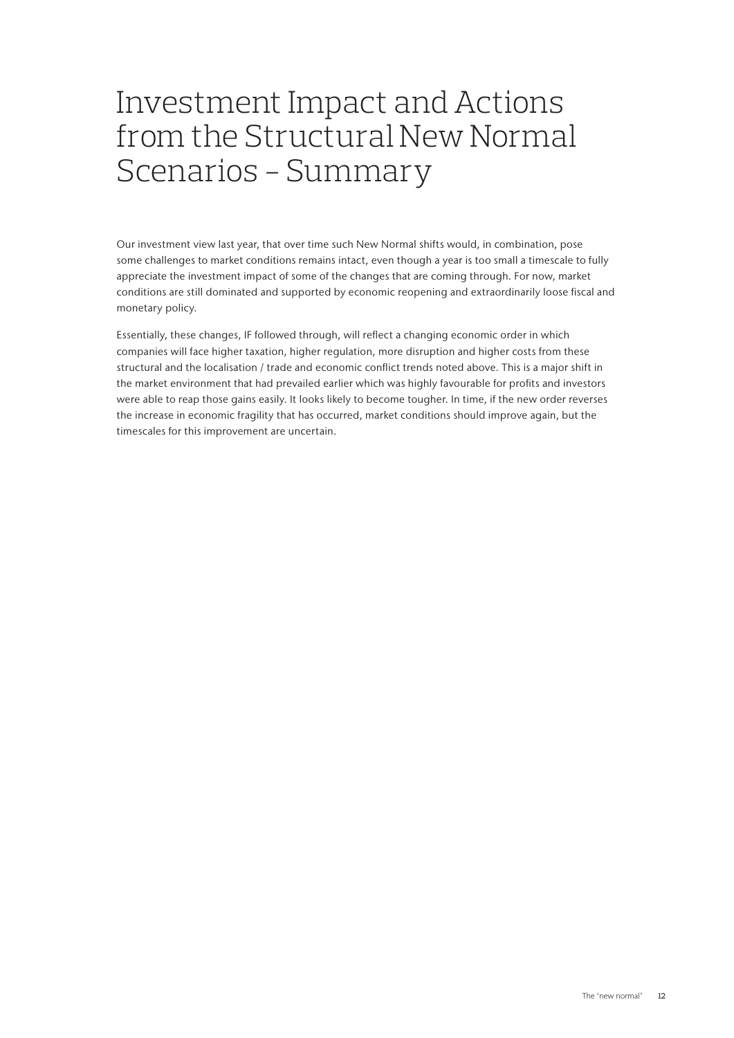# Investment Impact and Actions from the Structural New Normal Scenarios – Summary

Our investment view last year, that over time such New Normal shifts would, in combination, pose some challenges to market conditions remains intact, even though a year is too small a timescale to fully appreciate the investment impact of some of the changes that are coming through. For now, market conditions are still dominated and supported by economic reopening and extraordinarily loose fiscal and monetary policy.

Essentially, these changes, IF followed through, will reflect a changing economic order in which companies will face higher taxation, higher regulation, more disruption and higher costs from these structural and the localisation / trade and economic conflict trends noted above. This is a major shift in the market environment that had prevailed earlier which was highly favourable for profits and investors were able to reap those gains easily. It looks likely to become tougher. In time, if the new order reverses the increase in economic fragility that has occurred, market conditions should improve again, but the timescales for this improvement are uncertain.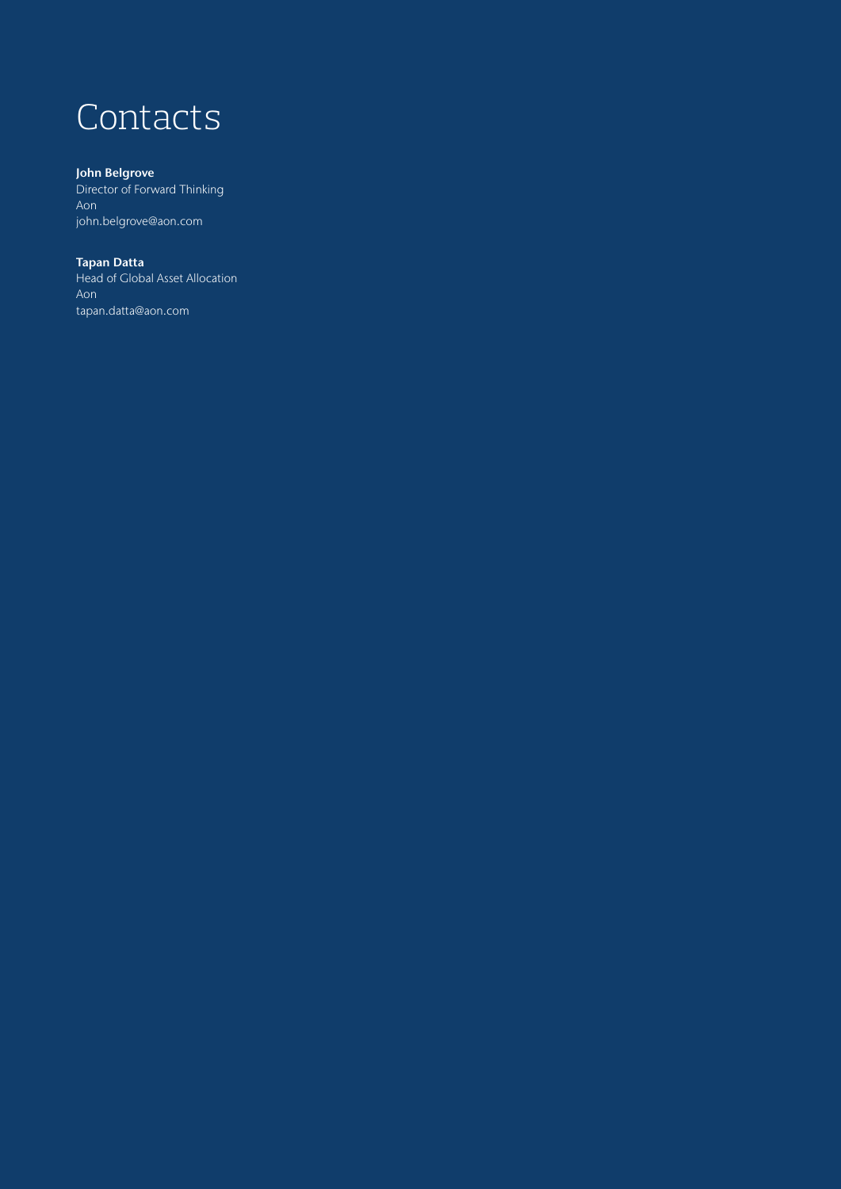# Contacts

**John Belgrove**
Director of Forward Thinking
Aon
john.belgrove@aon.com

**Tapan Datta**
Head of Global Asset Allocation
Aon
tapan.datta@aon.com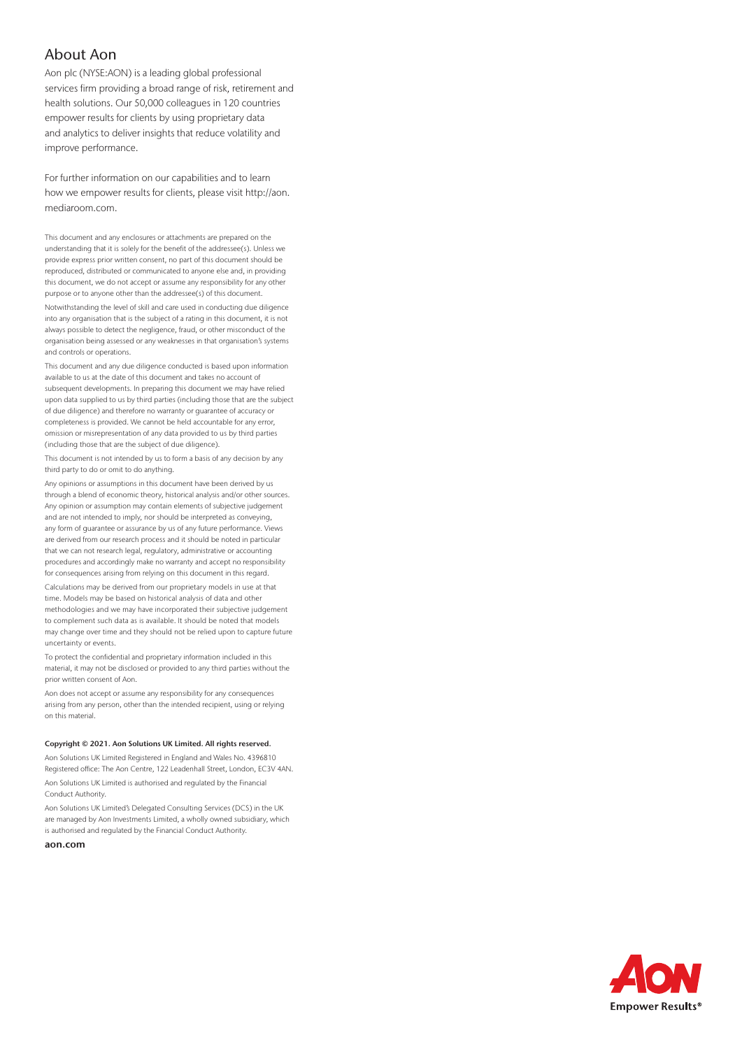## About Aon

Aon plc (NYSE:AON) is a leading global professional services firm providing a broad range of risk, retirement and health solutions. Our 50,000 colleagues in 120 countries empower results for clients by using proprietary data and analytics to deliver insights that reduce volatility and improve performance.

For further information on our capabilities and to learn how we empower results for clients, please visit http://aon.mediaroom.com.

This document and any enclosures or attachments are prepared on the understanding that it is solely for the benefit of the addressee(s). Unless we provide express prior written consent, no part of this document should be reproduced, distributed or communicated to anyone else and, in providing this document, we do not accept or assume any responsibility for any other purpose or to anyone other than the addressee(s) of this document.

Notwithstanding the level of skill and care used in conducting due diligence into any organisation that is the subject of a rating in this document, it is not always possible to detect the negligence, fraud, or other misconduct of the organisation being assessed or any weaknesses in that organisation's systems and controls or operations.

This document and any due diligence conducted is based upon information available to us at the date of this document and takes no account of subsequent developments. In preparing this document we may have relied upon data supplied to us by third parties (including those that are the subject of due diligence) and therefore no warranty or guarantee of accuracy or completeness is provided. We cannot be held accountable for any error, omission or misrepresentation of any data provided to us by third parties (including those that are the subject of due diligence).

This document is not intended by us to form a basis of any decision by any third party to do or omit to do anything.

Any opinions or assumptions in this document have been derived by us through a blend of economic theory, historical analysis and/or other sources. Any opinion or assumption may contain elements of subjective judgement and are not intended to imply, nor should be interpreted as conveying, any form of guarantee or assurance by us of any future performance. Views are derived from our research process and it should be noted in particular that we can not research legal, regulatory, administrative or accounting procedures and accordingly make no warranty and accept no responsibility for consequences arising from relying on this document in this regard.

Calculations may be derived from our proprietary models in use at that time. Models may be based on historical analysis of data and other methodologies and we may have incorporated their subjective judgement to complement such data as is available. It should be noted that models may change over time and they should not be relied upon to capture future uncertainty or events.

To protect the confidential and proprietary information included in this material, it may not be disclosed or provided to any third parties without the prior written consent of Aon.

Aon does not accept or assume any responsibility for any consequences arising from any person, other than the intended recipient, using or relying on this material.

**Copyright © 2021. Aon Solutions UK Limited. All rights reserved.**

Aon Solutions UK Limited Registered in England and Wales No. 4396810 Registered office: The Aon Centre, 122 Leadenhall Street, London, EC3V 4AN.

Aon Solutions UK Limited is authorised and regulated by the Financial Conduct Authority.

Aon Solutions UK Limited's Delegated Consulting Services (DCS) in the UK are managed by Aon Investments Limited, a wholly owned subsidiary, which is authorised and regulated by the Financial Conduct Authority.

**aon.com**

AON
Empower Results®